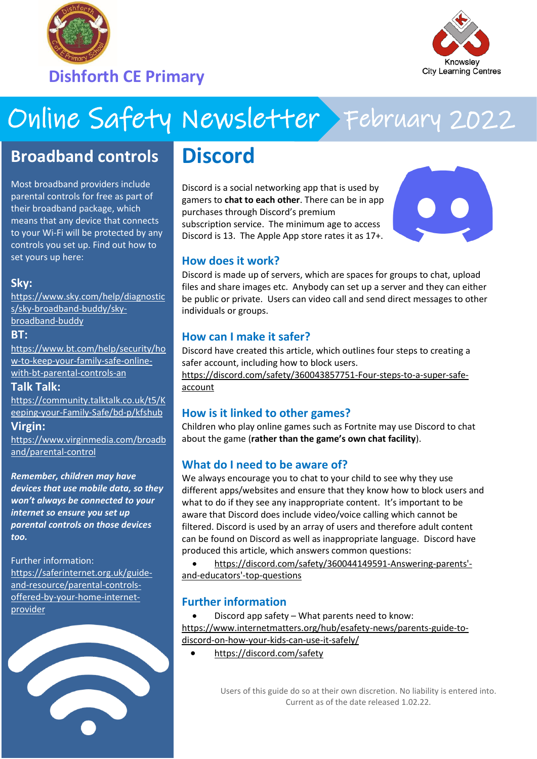Dishforth CE Primary

Knowsley City Learning Centres

# Online Safety Newsletter February 2022

## Broadband controls

Most broadband providers include parental controls for free as part of their broadband package, which means that any device that connects to your Wi-Fi will be protected by any controls you set up. Find out how to set yours up here:

**Sky:**
https://www.sky.com/help/diagnostics/sky-broadband-buddy/sky-broadband-buddy

**BT:**
https://www.bt.com/help/security/how-to-keep-your-family-safe-online-with-bt-parental-controls-an

**Talk Talk:**
https://community.talktalk.co.uk/t5/Keeping-your-Family-Safe/bd-p/kfshub

**Virgin:**
https://www.virginmedia.com/broadband/parental-control

***Remember, children may have devices that use mobile data, so they won't always be connected to your internet so ensure you set up parental controls on those devices too.***

Further information:
https://saferinternet.org.uk/guide-and-resource/parental-controls-offered-by-your-home-internet-provider

## Discord

Discord is a social networking app that is used by gamers to **chat to each other**. There can be in app purchases through Discord's premium subscription service. The minimum age to access Discord is 13. The Apple App store rates it as 17+.

### How does it work?

Discord is made up of servers, which are spaces for groups to chat, upload files and share images etc. Anybody can set up a server and they can either be public or private. Users can video call and send direct messages to other individuals or groups.

### How can I make it safer?

Discord have created this article, which outlines four steps to creating a safer account, including how to block users.
https://discord.com/safety/360043857751-Four-steps-to-a-super-safe-account

### How is it linked to other games?

Children who play online games such as Fortnite may use Discord to chat about the game (**rather than the game's own chat facility**).

### What do I need to be aware of?

We always encourage you to chat to your child to see why they use different apps/websites and ensure that they know how to block users and what to do if they see any inappropriate content. It's important to be aware that Discord does include video/voice calling which cannot be filtered. Discord is used by an array of users and therefore adult content can be found on Discord as well as inappropriate language. Discord have produced this article, which answers common questions:

- https://discord.com/safety/360044149591-Answering-parents'-and-educators'-top-questions

### Further information

- Discord app safety – What parents need to know: https://www.internetmatters.org/hub/esafety-news/parents-guide-to-discord-on-how-your-kids-can-use-it-safely/
- https://discord.com/safety

Users of this guide do so at their own discretion. No liability is entered into. Current as of the date released 1.02.22.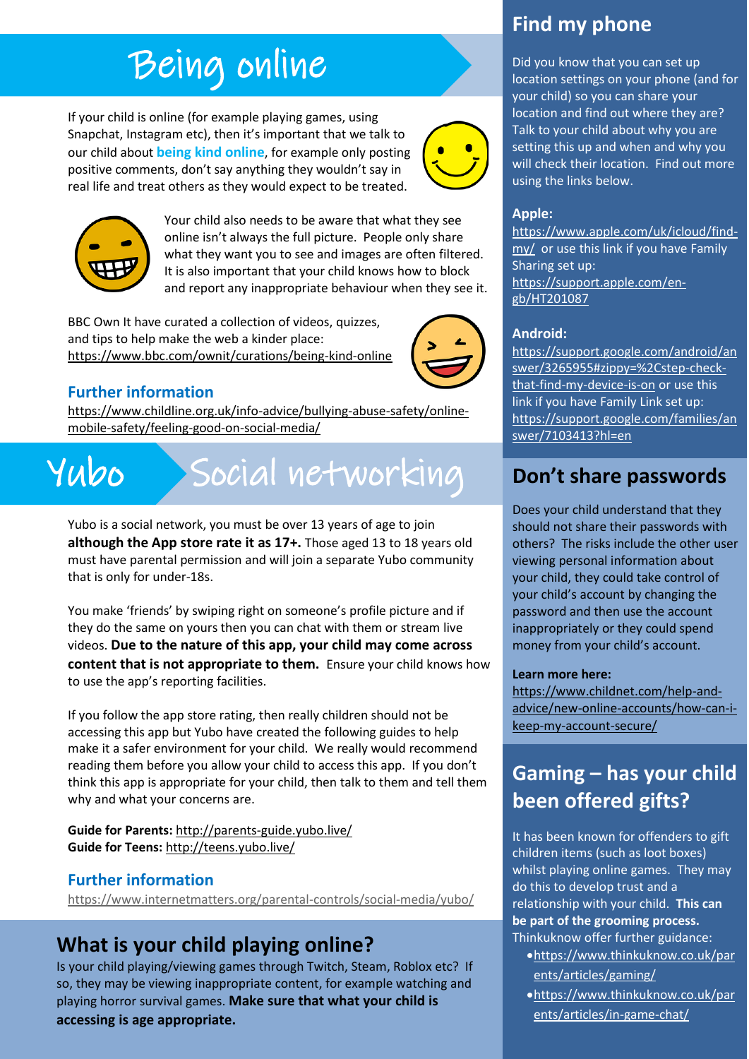# Being online

If your child is online (for example playing games, using Snapchat, Instagram etc), then it's important that we talk to our child about **being kind online**, for example only posting positive comments, don't say anything they wouldn't say in real life and treat others as they would expect to be treated.

Your child also needs to be aware that what they see online isn't always the full picture. People only share what they want you to see and images are often filtered. It is also important that your child knows how to block and report any inappropriate behaviour when they see it.

BBC Own It have curated a collection of videos, quizzes, and tips to help make the web a kinder place: https://www.bbc.com/ownit/curations/being-kind-online

### Further information

https://www.childline.org.uk/info-advice/bullying-abuse-safety/online-mobile-safety/feeling-good-on-social-media/

# Yubo — Social networking

Yubo is a social network, you must be over 13 years of age to join **although the App store rate it as 17+.** Those aged 13 to 18 years old must have parental permission and will join a separate Yubo community that is only for under-18s.

You make 'friends' by swiping right on someone's profile picture and if they do the same on yours then you can chat with them or stream live videos. **Due to the nature of this app, your child may come across content that is not appropriate to them.** Ensure your child knows how to use the app's reporting facilities.

If you follow the app store rating, then really children should not be accessing this app but Yubo have created the following guides to help make it a safer environment for your child. We really would recommend reading them before you allow your child to access this app. If you don't think this app is appropriate for your child, then talk to them and tell them why and what your concerns are.

**Guide for Parents:** http://parents-guide.yubo.live/
**Guide for Teens:** http://teens.yubo.live/

### Further information

https://www.internetmatters.org/parental-controls/social-media/yubo/

## What is your child playing online?

Is your child playing/viewing games through Twitch, Steam, Roblox etc? If so, they may be viewing inappropriate content, for example watching and playing horror survival games. **Make sure that what your child is accessing is age appropriate.**

## Find my phone

Did you know that you can set up location settings on your phone (and for your child) so you can share your location and find out where they are? Talk to your child about why you are setting this up and when and why you will check their location. Find out more using the links below.

**Apple:**
https://www.apple.com/uk/icloud/find-my/ or use this link if you have Family Sharing set up: https://support.apple.com/en-gb/HT201087

**Android:**
https://support.google.com/android/answer/3265955#zippy=%2Cstep-check-that-find-my-device-is-on or use this link if you have Family Link set up: https://support.google.com/families/answer/7103413?hl=en

## Don't share passwords

Does your child understand that they should not share their passwords with others? The risks include the other user viewing personal information about your child, they could take control of your child's account by changing the password and then use the account inappropriately or they could spend money from your child's account.

**Learn more here:**
https://www.childnet.com/help-and-advice/new-online-accounts/how-can-i-keep-my-account-secure/

## Gaming – has your child been offered gifts?

It has been known for offenders to gift children items (such as loot boxes) whilst playing online games. They may do this to develop trust and a relationship with your child. **This can be part of the grooming process.** Thinkuknow offer further guidance:

- https://www.thinkuknow.co.uk/parents/articles/gaming/
- https://www.thinkuknow.co.uk/parents/articles/in-game-chat/